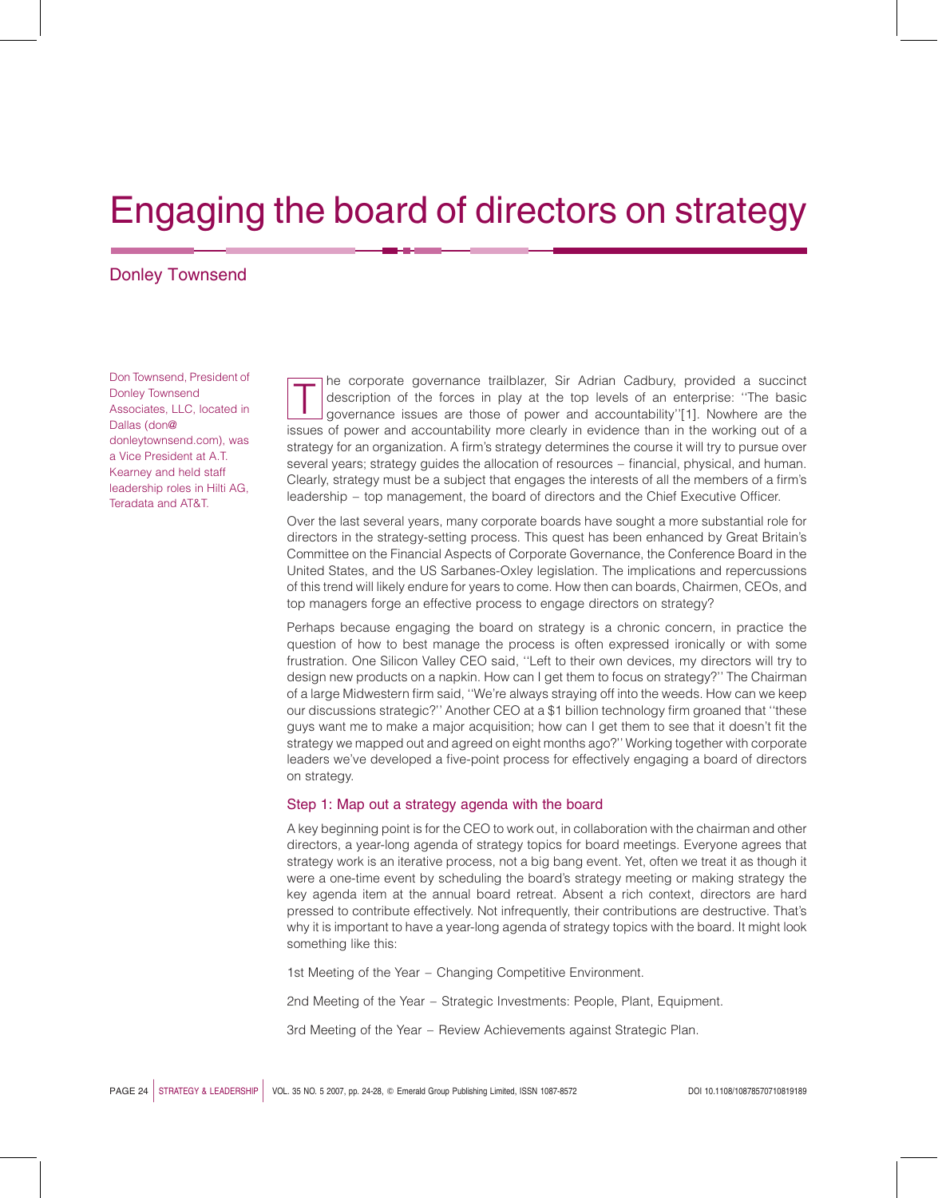# Engaging the board of directors on strategy

Donley Townsend

Don Townsend, President of Donley Townsend Associates, LLC, located in Dallas (don@donleytownsend.com), was a Vice President at A.T. Kearney and held staff leadership roles in Hilti AG, Teradata and AT&T.

The corporate governance trailblazer, Sir Adrian Cadbury, provided a succinct description of the forces in play at the top levels of an enterprise: ''The basic governance issues are those of power and accountability''[1]. Nowhere are the issues of power and accountability more clearly in evidence than in the working out of a strategy for an organization. A firm's strategy determines the course it will try to pursue over several years; strategy guides the allocation of resources – financial, physical, and human. Clearly, strategy must be a subject that engages the interests of all the members of a firm's leadership – top management, the board of directors and the Chief Executive Officer.

Over the last several years, many corporate boards have sought a more substantial role for directors in the strategy-setting process. This quest has been enhanced by Great Britain's Committee on the Financial Aspects of Corporate Governance, the Conference Board in the United States, and the US Sarbanes-Oxley legislation. The implications and repercussions of this trend will likely endure for years to come. How then can boards, Chairmen, CEOs, and top managers forge an effective process to engage directors on strategy?

Perhaps because engaging the board on strategy is a chronic concern, in practice the question of how to best manage the process is often expressed ironically or with some frustration. One Silicon Valley CEO said, ''Left to their own devices, my directors will try to design new products on a napkin. How can I get them to focus on strategy?'' The Chairman of a large Midwestern firm said, ''We're always straying off into the weeds. How can we keep our discussions strategic?'' Another CEO at a $1 billion technology firm groaned that ''these guys want me to make a major acquisition; how can I get them to see that it doesn't fit the strategy we mapped out and agreed on eight months ago?'' Working together with corporate leaders we've developed a five-point process for effectively engaging a board of directors on strategy.

## Step 1: Map out a strategy agenda with the board

A key beginning point is for the CEO to work out, in collaboration with the chairman and other directors, a year-long agenda of strategy topics for board meetings. Everyone agrees that strategy work is an iterative process, not a big bang event. Yet, often we treat it as though it were a one-time event by scheduling the board's strategy meeting or making strategy the key agenda item at the annual board retreat. Absent a rich context, directors are hard pressed to contribute effectively. Not infrequently, their contributions are destructive. That's why it is important to have a year-long agenda of strategy topics with the board. It might look something like this:

1st Meeting of the Year – Changing Competitive Environment.

2nd Meeting of the Year – Strategic Investments: People, Plant, Equipment.

3rd Meeting of the Year – Review Achievements against Strategic Plan.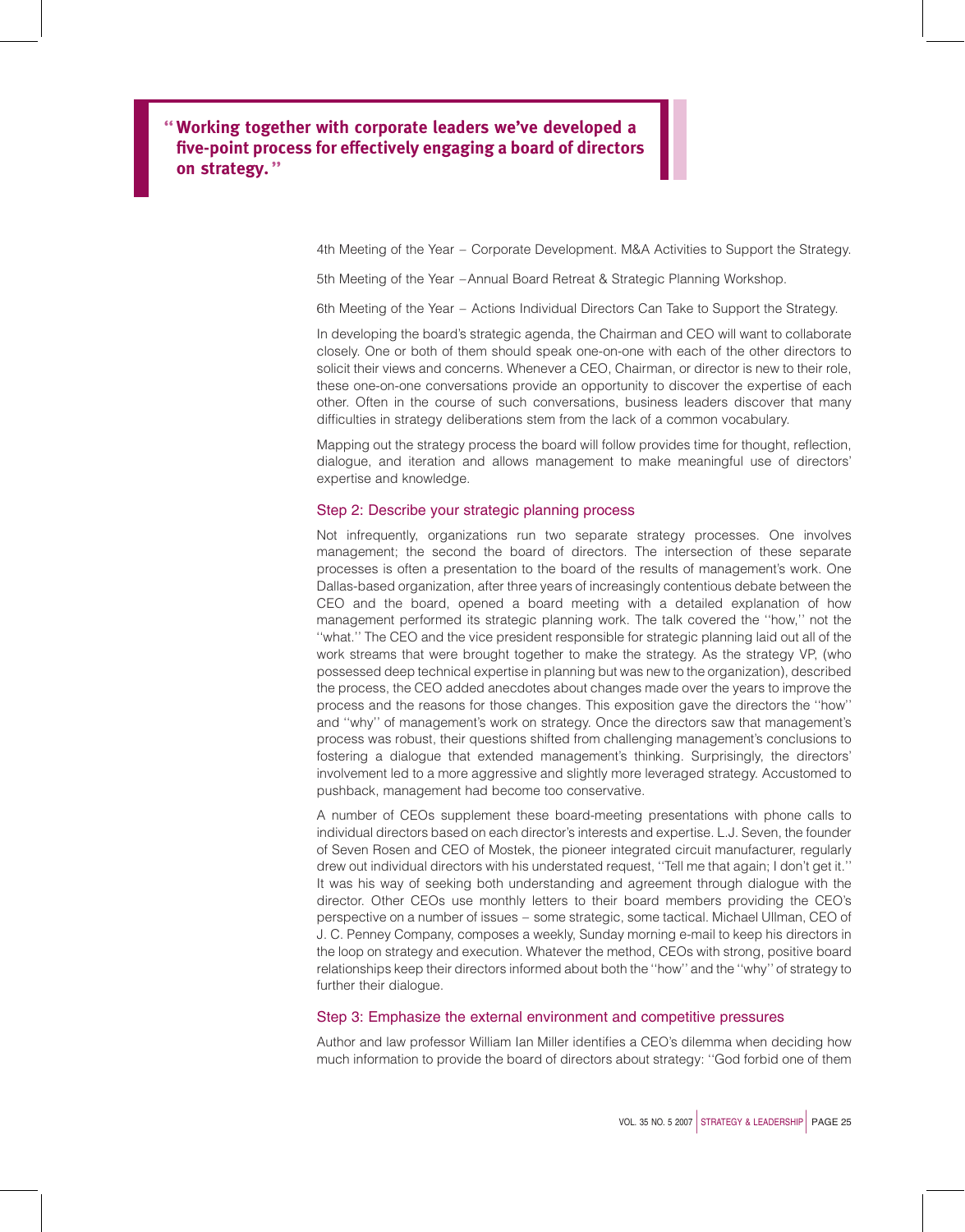> **"Working together with corporate leaders we've developed a five-point process for effectively engaging a board of directors on strategy."**

4th Meeting of the Year – Corporate Development. M&A Activities to Support the Strategy.

5th Meeting of the Year –Annual Board Retreat & Strategic Planning Workshop.

6th Meeting of the Year – Actions Individual Directors Can Take to Support the Strategy.

In developing the board's strategic agenda, the Chairman and CEO will want to collaborate closely. One or both of them should speak one-on-one with each of the other directors to solicit their views and concerns. Whenever a CEO, Chairman, or director is new to their role, these one-on-one conversations provide an opportunity to discover the expertise of each other. Often in the course of such conversations, business leaders discover that many difficulties in strategy deliberations stem from the lack of a common vocabulary.

Mapping out the strategy process the board will follow provides time for thought, reflection, dialogue, and iteration and allows management to make meaningful use of directors' expertise and knowledge.

### Step 2: Describe your strategic planning process

Not infrequently, organizations run two separate strategy processes. One involves management; the second the board of directors. The intersection of these separate processes is often a presentation to the board of the results of management's work. One Dallas-based organization, after three years of increasingly contentious debate between the CEO and the board, opened a board meeting with a detailed explanation of how management performed its strategic planning work. The talk covered the ''how,'' not the ''what.'' The CEO and the vice president responsible for strategic planning laid out all of the work streams that were brought together to make the strategy. As the strategy VP, (who possessed deep technical expertise in planning but was new to the organization), described the process, the CEO added anecdotes about changes made over the years to improve the process and the reasons for those changes. This exposition gave the directors the ''how'' and ''why'' of management's work on strategy. Once the directors saw that management's process was robust, their questions shifted from challenging management's conclusions to fostering a dialogue that extended management's thinking. Surprisingly, the directors' involvement led to a more aggressive and slightly more leveraged strategy. Accustomed to pushback, management had become too conservative.

A number of CEOs supplement these board-meeting presentations with phone calls to individual directors based on each director's interests and expertise. L.J. Seven, the founder of Seven Rosen and CEO of Mostek, the pioneer integrated circuit manufacturer, regularly drew out individual directors with his understated request, ''Tell me that again; I don't get it.'' It was his way of seeking both understanding and agreement through dialogue with the director. Other CEOs use monthly letters to their board members providing the CEO's perspective on a number of issues – some strategic, some tactical. Michael Ullman, CEO of J. C. Penney Company, composes a weekly, Sunday morning e-mail to keep his directors in the loop on strategy and execution. Whatever the method, CEOs with strong, positive board relationships keep their directors informed about both the ''how'' and the ''why'' of strategy to further their dialogue.

### Step 3: Emphasize the external environment and competitive pressures

Author and law professor William Ian Miller identifies a CEO's dilemma when deciding how much information to provide the board of directors about strategy: ''God forbid one of them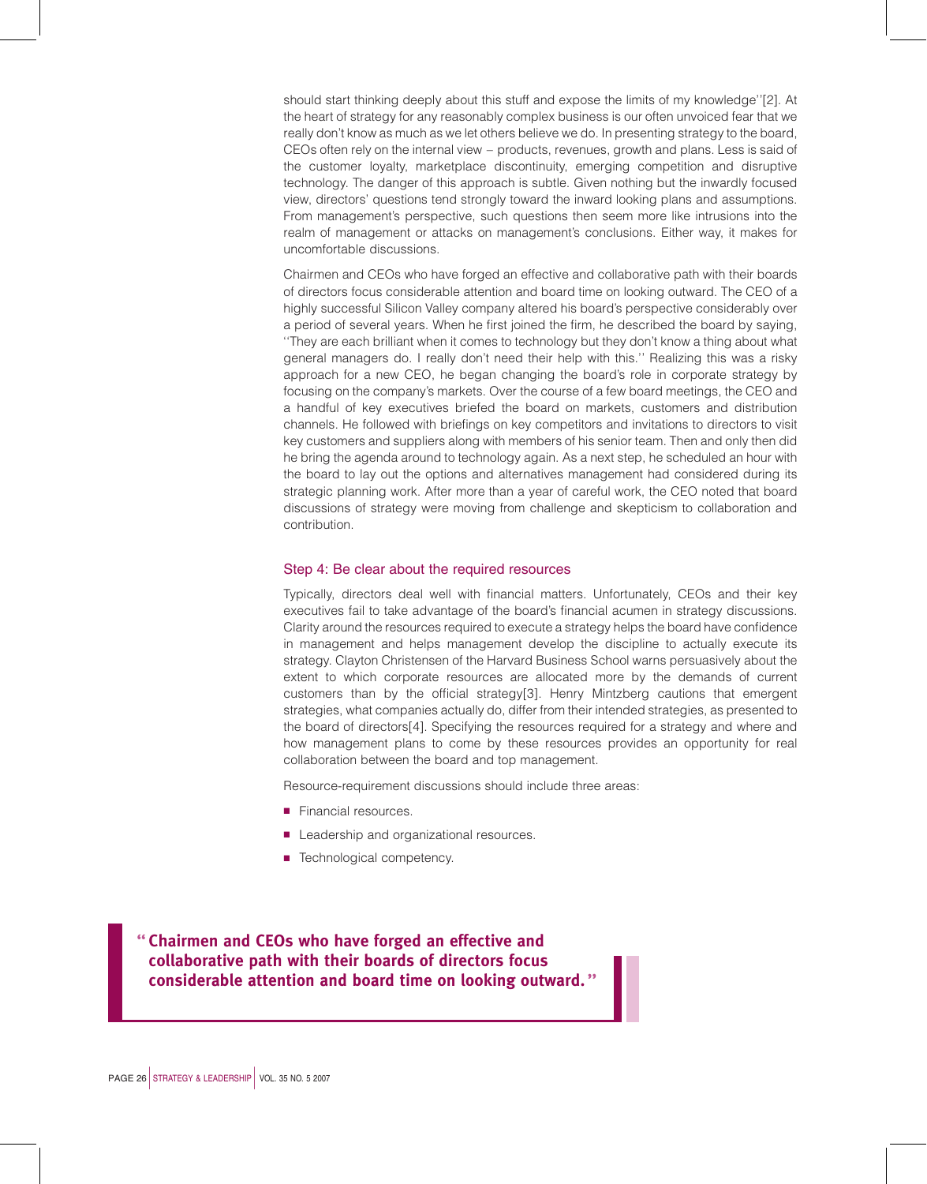should start thinking deeply about this stuff and expose the limits of my knowledge''[2]. At the heart of strategy for any reasonably complex business is our often unvoiced fear that we really don't know as much as we let others believe we do. In presenting strategy to the board, CEOs often rely on the internal view – products, revenues, growth and plans. Less is said of the customer loyalty, marketplace discontinuity, emerging competition and disruptive technology. The danger of this approach is subtle. Given nothing but the inwardly focused view, directors' questions tend strongly toward the inward looking plans and assumptions. From management's perspective, such questions then seem more like intrusions into the realm of management or attacks on management's conclusions. Either way, it makes for uncomfortable discussions.

Chairmen and CEOs who have forged an effective and collaborative path with their boards of directors focus considerable attention and board time on looking outward. The CEO of a highly successful Silicon Valley company altered his board's perspective considerably over a period of several years. When he first joined the firm, he described the board by saying, ''They are each brilliant when it comes to technology but they don't know a thing about what general managers do. I really don't need their help with this.'' Realizing this was a risky approach for a new CEO, he began changing the board's role in corporate strategy by focusing on the company's markets. Over the course of a few board meetings, the CEO and a handful of key executives briefed the board on markets, customers and distribution channels. He followed with briefings on key competitors and invitations to directors to visit key customers and suppliers along with members of his senior team. Then and only then did he bring the agenda around to technology again. As a next step, he scheduled an hour with the board to lay out the options and alternatives management had considered during its strategic planning work. After more than a year of careful work, the CEO noted that board discussions of strategy were moving from challenge and skepticism to collaboration and contribution.

### Step 4: Be clear about the required resources

Typically, directors deal well with financial matters. Unfortunately, CEOs and their key executives fail to take advantage of the board's financial acumen in strategy discussions. Clarity around the resources required to execute a strategy helps the board have confidence in management and helps management develop the discipline to actually execute its strategy. Clayton Christensen of the Harvard Business School warns persuasively about the extent to which corporate resources are allocated more by the demands of current customers than by the official strategy[3]. Henry Mintzberg cautions that emergent strategies, what companies actually do, differ from their intended strategies, as presented to the board of directors[4]. Specifying the resources required for a strategy and where and how management plans to come by these resources provides an opportunity for real collaboration between the board and top management.

Resource-requirement discussions should include three areas:

- Financial resources.
- Leadership and organizational resources.
- Technological competency.

> **"Chairmen and CEOs who have forged an effective and collaborative path with their boards of directors focus considerable attention and board time on looking outward."**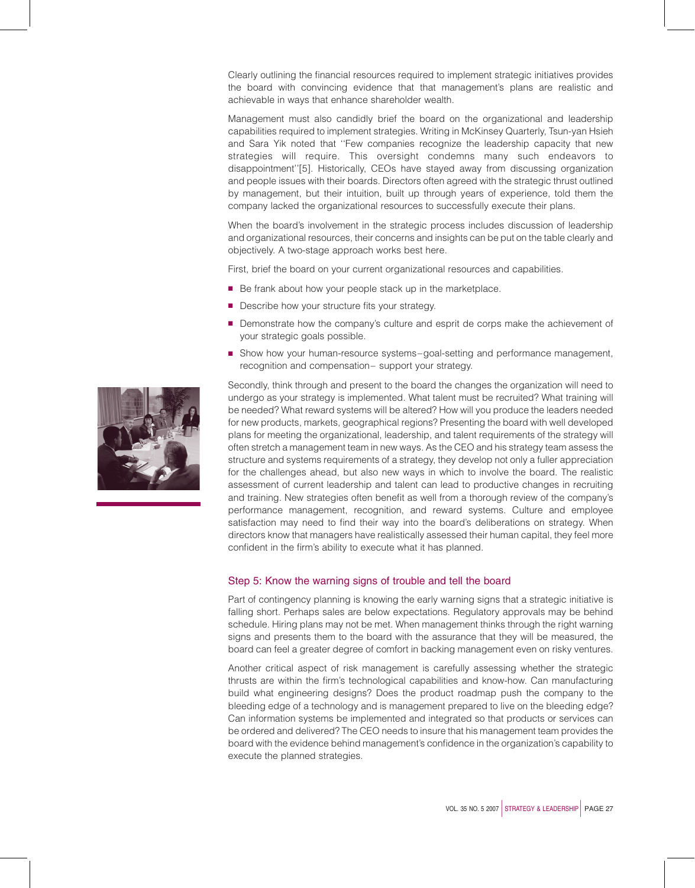Clearly outlining the financial resources required to implement strategic initiatives provides the board with convincing evidence that that management's plans are realistic and achievable in ways that enhance shareholder wealth.

Management must also candidly brief the board on the organizational and leadership capabilities required to implement strategies. Writing in McKinsey Quarterly, Tsun-yan Hsieh and Sara Yik noted that ''Few companies recognize the leadership capacity that new strategies will require. This oversight condemns many such endeavors to disappointment''[5]. Historically, CEOs have stayed away from discussing organization and people issues with their boards. Directors often agreed with the strategic thrust outlined by management, but their intuition, built up through years of experience, told them the company lacked the organizational resources to successfully execute their plans.

When the board's involvement in the strategic process includes discussion of leadership and organizational resources, their concerns and insights can be put on the table clearly and objectively. A two-stage approach works best here.

First, brief the board on your current organizational resources and capabilities.

- Be frank about how your people stack up in the marketplace.
- Describe how your structure fits your strategy.
- Demonstrate how the company's culture and esprit de corps make the achievement of your strategic goals possible.
- Show how your human-resource systems–goal-setting and performance management, recognition and compensation– support your strategy.

Secondly, think through and present to the board the changes the organization will need to undergo as your strategy is implemented. What talent must be recruited? What training will be needed? What reward systems will be altered? How will you produce the leaders needed for new products, markets, geographical regions? Presenting the board with well developed plans for meeting the organizational, leadership, and talent requirements of the strategy will often stretch a management team in new ways. As the CEO and his strategy team assess the structure and systems requirements of a strategy, they develop not only a fuller appreciation for the challenges ahead, but also new ways in which to involve the board. The realistic assessment of current leadership and talent can lead to productive changes in recruiting and training. New strategies often benefit as well from a thorough review of the company's performance management, recognition, and reward systems. Culture and employee satisfaction may need to find their way into the board's deliberations on strategy. When directors know that managers have realistically assessed their human capital, they feel more confident in the firm's ability to execute what it has planned.

## Step 5: Know the warning signs of trouble and tell the board

Part of contingency planning is knowing the early warning signs that a strategic initiative is falling short. Perhaps sales are below expectations. Regulatory approvals may be behind schedule. Hiring plans may not be met. When management thinks through the right warning signs and presents them to the board with the assurance that they will be measured, the board can feel a greater degree of comfort in backing management even on risky ventures.

Another critical aspect of risk management is carefully assessing whether the strategic thrusts are within the firm's technological capabilities and know-how. Can manufacturing build what engineering designs? Does the product roadmap push the company to the bleeding edge of a technology and is management prepared to live on the bleeding edge? Can information systems be implemented and integrated so that products or services can be ordered and delivered? The CEO needs to insure that his management team provides the board with the evidence behind management's confidence in the organization's capability to execute the planned strategies.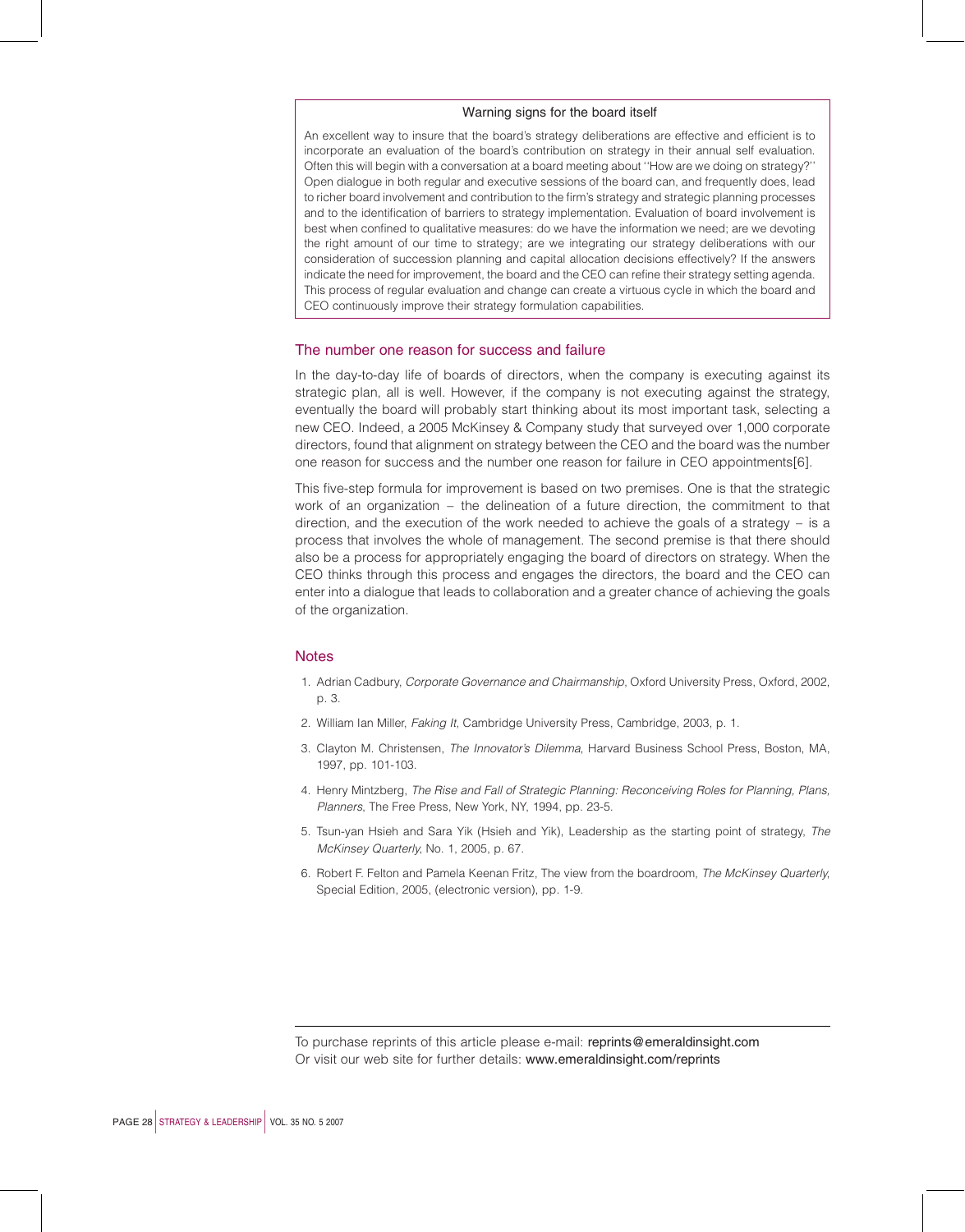### Warning signs for the board itself

An excellent way to insure that the board's strategy deliberations are effective and efficient is to incorporate an evaluation of the board's contribution on strategy in their annual self evaluation. Often this will begin with a conversation at a board meeting about ''How are we doing on strategy?'' Open dialogue in both regular and executive sessions of the board can, and frequently does, lead to richer board involvement and contribution to the firm's strategy and strategic planning processes and to the identification of barriers to strategy implementation. Evaluation of board involvement is best when confined to qualitative measures: do we have the information we need; are we devoting the right amount of our time to strategy; are we integrating our strategy deliberations with our consideration of succession planning and capital allocation decisions effectively? If the answers indicate the need for improvement, the board and the CEO can refine their strategy setting agenda. This process of regular evaluation and change can create a virtuous cycle in which the board and CEO continuously improve their strategy formulation capabilities.

## The number one reason for success and failure

In the day-to-day life of boards of directors, when the company is executing against its strategic plan, all is well. However, if the company is not executing against the strategy, eventually the board will probably start thinking about its most important task, selecting a new CEO. Indeed, a 2005 McKinsey & Company study that surveyed over 1,000 corporate directors, found that alignment on strategy between the CEO and the board was the number one reason for success and the number one reason for failure in CEO appointments[6].

This five-step formula for improvement is based on two premises. One is that the strategic work of an organization – the delineation of a future direction, the commitment to that direction, and the execution of the work needed to achieve the goals of a strategy – is a process that involves the whole of management. The second premise is that there should also be a process for appropriately engaging the board of directors on strategy. When the CEO thinks through this process and engages the directors, the board and the CEO can enter into a dialogue that leads to collaboration and a greater chance of achieving the goals of the organization.

## Notes

1. Adrian Cadbury, *Corporate Governance and Chairmanship*, Oxford University Press, Oxford, 2002, p. 3.
2. William Ian Miller, *Faking It*, Cambridge University Press, Cambridge, 2003, p. 1.
3. Clayton M. Christensen, *The Innovator's Dilemma*, Harvard Business School Press, Boston, MA, 1997, pp. 101-103.
4. Henry Mintzberg, *The Rise and Fall of Strategic Planning: Reconceiving Roles for Planning, Plans, Planners*, The Free Press, New York, NY, 1994, pp. 23-5.
5. Tsun-yan Hsieh and Sara Yik (Hsieh and Yik), Leadership as the starting point of strategy, *The McKinsey Quarterly*, No. 1, 2005, p. 67.
6. Robert F. Felton and Pamela Keenan Fritz, The view from the boardroom, *The McKinsey Quarterly*, Special Edition, 2005, (electronic version), pp. 1-9.

---

To purchase reprints of this article please e-mail: reprints@emeraldinsight.com
Or visit our web site for further details: www.emeraldinsight.com/reprints